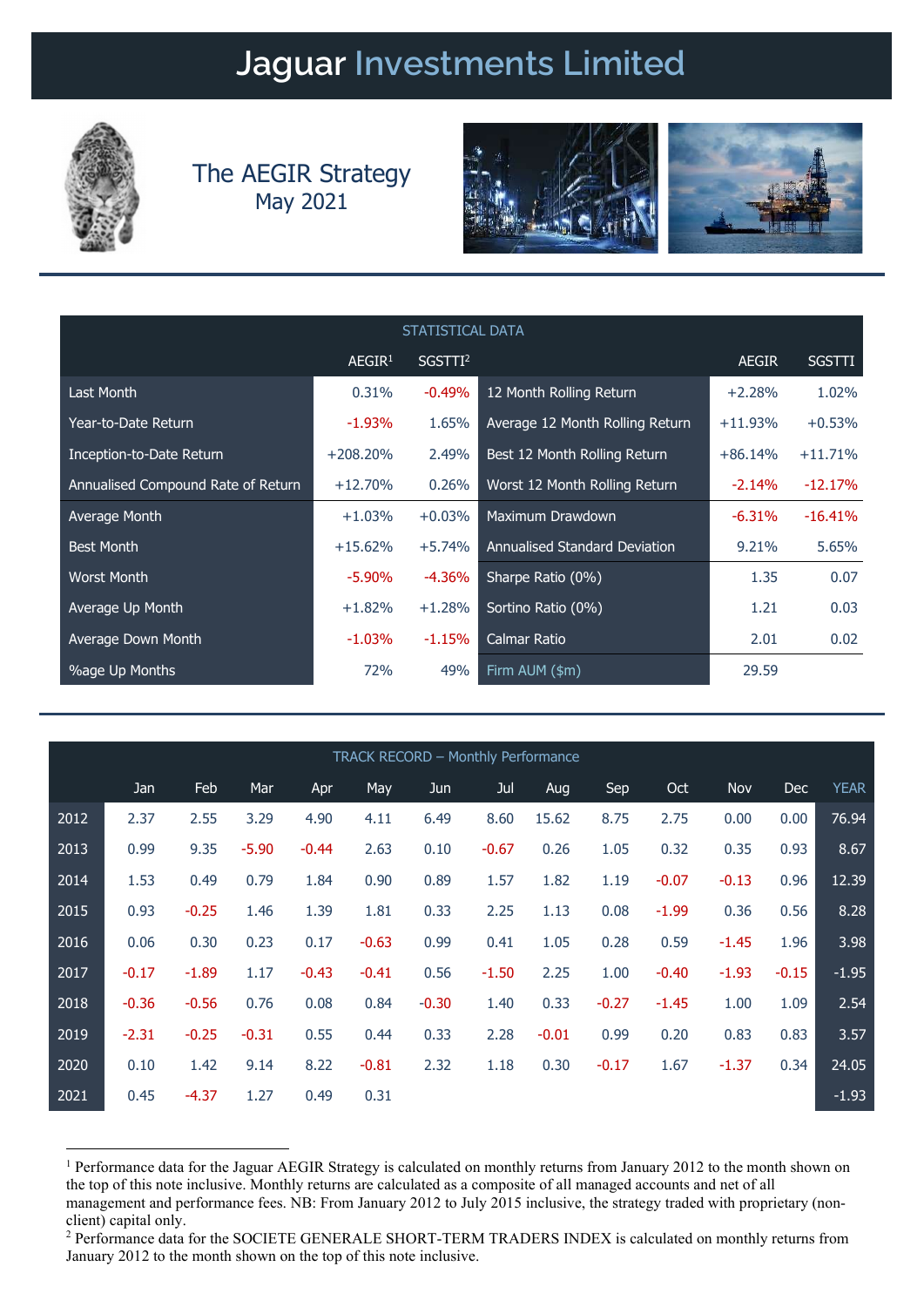# Jaguar Investments Limited

## The AEGIR Strategy
May 2021

| STATISTICAL DATA | | | | | |
|---|---|---|---|---|---|
| | AEGIR[1] | SGSTTI[2] | | AEGIR | SGSTTI |
| Last Month | 0.31% | -0.49% | 12 Month Rolling Return | +2.28% | 1.02% |
| Year-to-Date Return | -1.93% | 1.65% | Average 12 Month Rolling Return | +11.93% | +0.53% |
| Inception-to-Date Return | +208.20% | 2.49% | Best 12 Month Rolling Return | +86.14% | +11.71% |
| Annualised Compound Rate of Return | +12.70% | 0.26% | Worst 12 Month Rolling Return | -2.14% | -12.17% |
| Average Month | +1.03% | +0.03% | Maximum Drawdown | -6.31% | -16.41% |
| Best Month | +15.62% | +5.74% | Annualised Standard Deviation | 9.21% | 5.65% |
| Worst Month | -5.90% | -4.36% | Sharpe Ratio (0%) | 1.35 | 0.07 |
| Average Up Month | +1.82% | +1.28% | Sortino Ratio (0%) | 1.21 | 0.03 |
| Average Down Month | -1.03% | -1.15% | Calmar Ratio | 2.01 | 0.02 |
| %age Up Months | 72% | 49% | Firm AUM ($m) | 29.59 | |

| TRACK RECORD – Monthly Performance | | | | | | | | | | | | | |
|---|---|---|---|---|---|---|---|---|---|---|---|---|---|
| | Jan | Feb | Mar | Apr | May | Jun | Jul | Aug | Sep | Oct | Nov | Dec | YEAR |
| 2012 | 2.37 | 2.55 | 3.29 | 4.90 | 4.11 | 6.49 | 8.60 | 15.62 | 8.75 | 2.75 | 0.00 | 0.00 | 76.94 |
| 2013 | 0.99 | 9.35 | -5.90 | -0.44 | 2.63 | 0.10 | -0.67 | 0.26 | 1.05 | 0.32 | 0.35 | 0.93 | 8.67 |
| 2014 | 1.53 | 0.49 | 0.79 | 1.84 | 0.90 | 0.89 | 1.57 | 1.82 | 1.19 | -0.07 | -0.13 | 0.96 | 12.39 |
| 2015 | 0.93 | -0.25 | 1.46 | 1.39 | 1.81 | 0.33 | 2.25 | 1.13 | 0.08 | -1.99 | 0.36 | 0.56 | 8.28 |
| 2016 | 0.06 | 0.30 | 0.23 | 0.17 | -0.63 | 0.99 | 0.41 | 1.05 | 0.28 | 0.59 | -1.45 | 1.96 | 3.98 |
| 2017 | -0.17 | -1.89 | 1.17 | -0.43 | -0.41 | 0.56 | -1.50 | 2.25 | 1.00 | -0.40 | -1.93 | -0.15 | -1.95 |
| 2018 | -0.36 | -0.56 | 0.76 | 0.08 | 0.84 | -0.30 | 1.40 | 0.33 | -0.27 | -1.45 | 1.00 | 1.09 | 2.54 |
| 2019 | -2.31 | -0.25 | -0.31 | 0.55 | 0.44 | 0.33 | 2.28 | -0.01 | 0.99 | 0.20 | 0.83 | 0.83 | 3.57 |
| 2020 | 0.10 | 1.42 | 9.14 | 8.22 | -0.81 | 2.32 | 1.18 | 0.30 | -0.17 | 1.67 | -1.37 | 0.34 | 24.05 |
| 2021 | 0.45 | -4.37 | 1.27 | 0.49 | 0.31 | | | | | | | | -1.93 |

[1] Performance data for the Jaguar AEGIR Strategy is calculated on monthly returns from January 2012 to the month shown on the top of this note inclusive. Monthly returns are calculated as a composite of all managed accounts and net of all management and performance fees. NB: From January 2012 to July 2015 inclusive, the strategy traded with proprietary (non-client) capital only.

[2] Performance data for the SOCIETE GENERALE SHORT-TERM TRADERS INDEX is calculated on monthly returns from January 2012 to the month shown on the top of this note inclusive.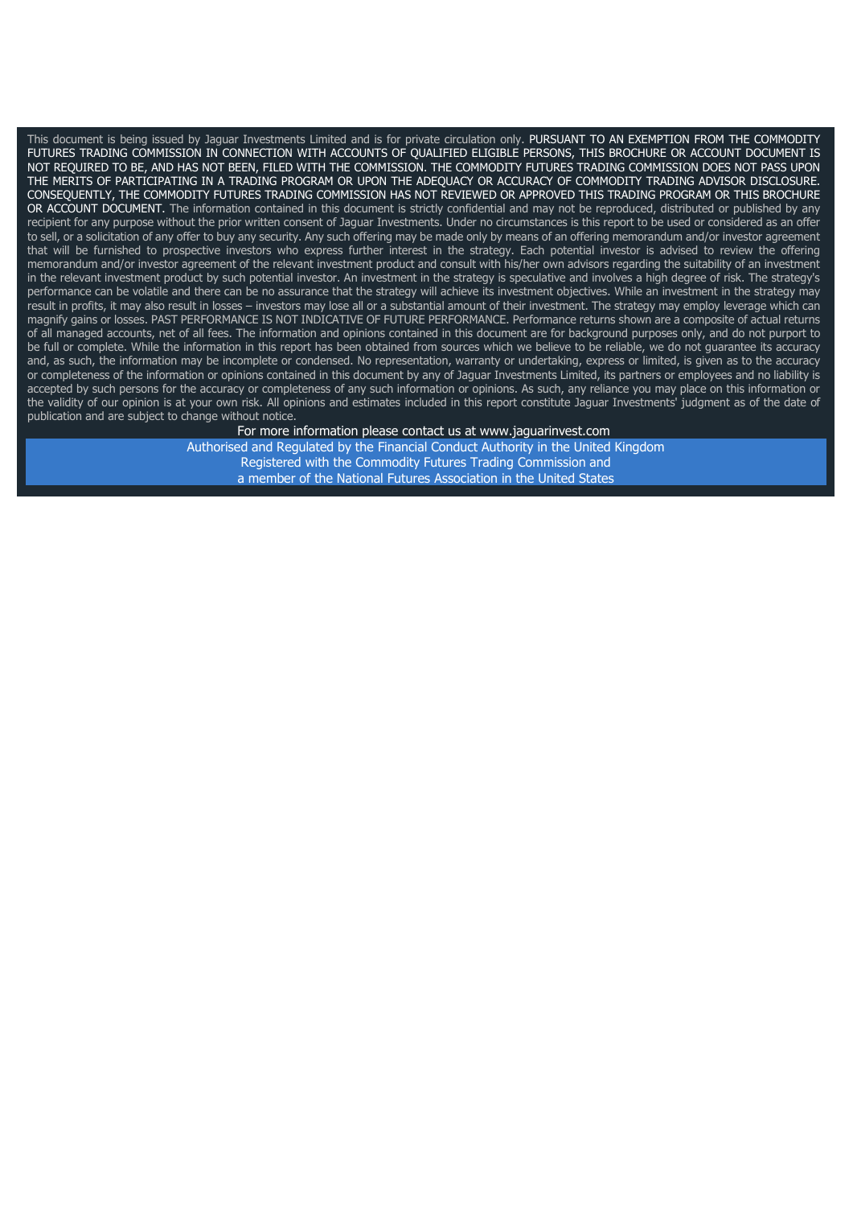This document is being issued by Jaguar Investments Limited and is for private circulation only. PURSUANT TO AN EXEMPTION FROM THE COMMODITY FUTURES TRADING COMMISSION IN CONNECTION WITH ACCOUNTS OF QUALIFIED ELIGIBLE PERSONS, THIS BROCHURE OR ACCOUNT DOCUMENT IS NOT REQUIRED TO BE, AND HAS NOT BEEN, FILED WITH THE COMMISSION. THE COMMODITY FUTURES TRADING COMMISSION DOES NOT PASS UPON THE MERITS OF PARTICIPATING IN A TRADING PROGRAM OR UPON THE ADEQUACY OR ACCURACY OF COMMODITY TRADING ADVISOR DISCLOSURE. CONSEQUENTLY, THE COMMODITY FUTURES TRADING COMMISSION HAS NOT REVIEWED OR APPROVED THIS TRADING PROGRAM OR THIS BROCHURE OR ACCOUNT DOCUMENT. The information contained in this document is strictly confidential and may not be reproduced, distributed or published by any recipient for any purpose without the prior written consent of Jaguar Investments. Under no circumstances is this report to be used or considered as an offer to sell, or a solicitation of any offer to buy any security. Any such offering may be made only by means of an offering memorandum and/or investor agreement that will be furnished to prospective investors who express further interest in the strategy. Each potential investor is advised to review the offering memorandum and/or investor agreement of the relevant investment product and consult with his/her own advisors regarding the suitability of an investment in the relevant investment product by such potential investor. An investment in the strategy is speculative and involves a high degree of risk. The strategy's performance can be volatile and there can be no assurance that the strategy will achieve its investment objectives. While an investment in the strategy may result in profits, it may also result in losses – investors may lose all or a substantial amount of their investment. The strategy may employ leverage which can magnify gains or losses. PAST PERFORMANCE IS NOT INDICATIVE OF FUTURE PERFORMANCE. Performance returns shown are a composite of actual returns of all managed accounts, net of all fees. The information and opinions contained in this document are for background purposes only, and do not purport to be full or complete. While the information in this report has been obtained from sources which we believe to be reliable, we do not guarantee its accuracy and, as such, the information may be incomplete or condensed. No representation, warranty or undertaking, express or limited, is given as to the accuracy or completeness of the information or opinions contained in this document by any of Jaguar Investments Limited, its partners or employees and no liability is accepted by such persons for the accuracy or completeness of any such information or opinions. As such, any reliance you may place on this information or the validity of our opinion is at your own risk. All opinions and estimates included in this report constitute Jaguar Investments' judgment as of the date of publication and are subject to change without notice.

For more information please contact us at www.jaguarinvest.com

Authorised and Regulated by the Financial Conduct Authority in the United Kingdom
Registered with the Commodity Futures Trading Commission and
a member of the National Futures Association in the United States